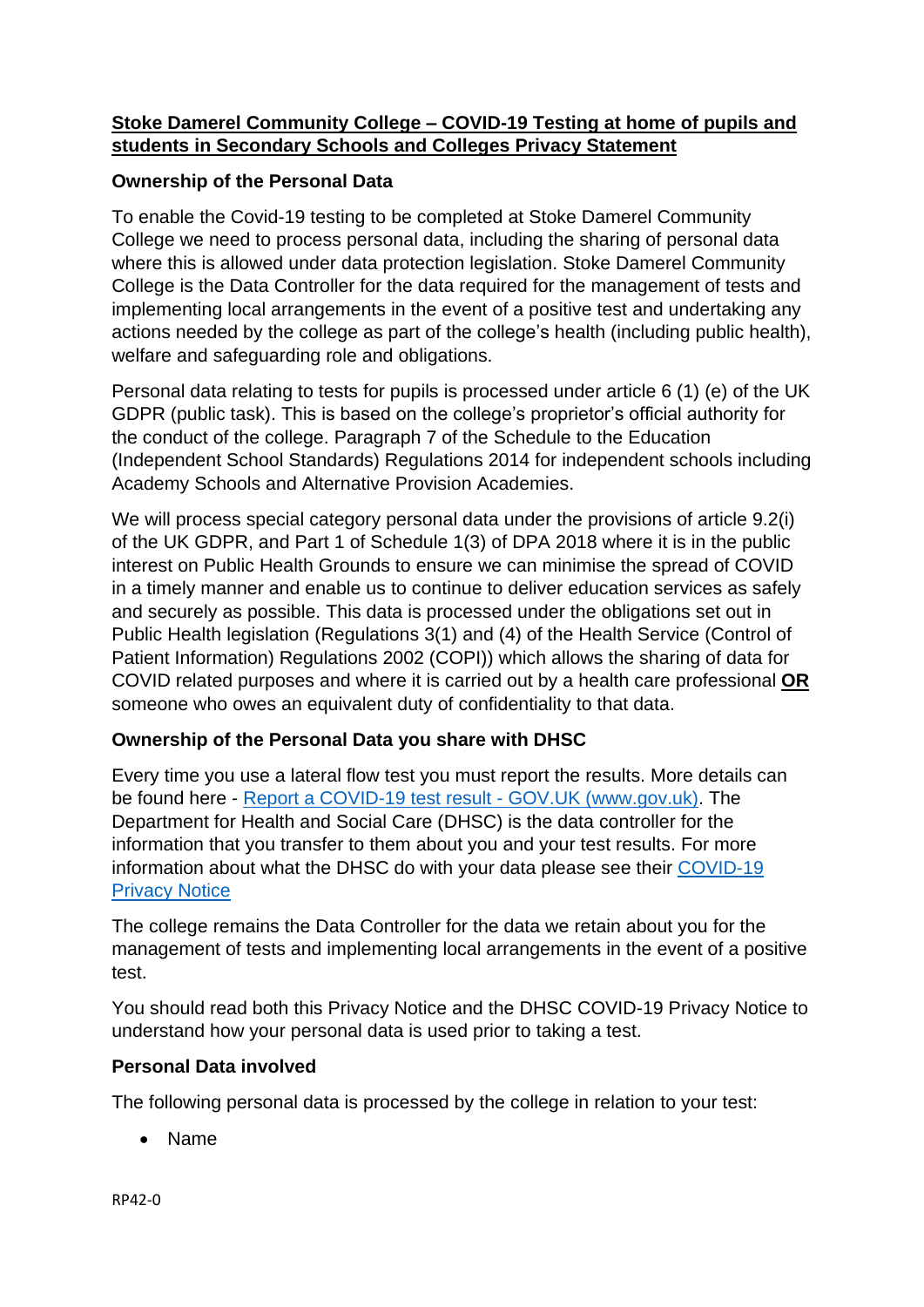# **Stoke Damerel Community College – COVID-19 Testing at home of pupils and students in Secondary Schools and Colleges Privacy Statement**

## Ownership of the Personal Data

To enable the Covid-19 testing to be completed at Stoke Damerel Community College we need to process personal data, including the sharing of personal data where this is allowed under data protection legislation. Stoke Damerel Community College is the Data Controller for the data required for the management of tests and implementing local arrangements in the event of a positive test and undertaking any actions needed by the college as part of the college's health (including public health), welfare and safeguarding role and obligations.

Personal data relating to tests for pupils is processed under article 6 (1) (e) of the UK GDPR (public task). This is based on the college's proprietor's official authority for the conduct of the college. Paragraph 7 of the Schedule to the Education (Independent School Standards) Regulations 2014 for independent schools including Academy Schools and Alternative Provision Academies.

We will process special category personal data under the provisions of article 9.2(i) of the UK GDPR, and Part 1 of Schedule 1(3) of DPA 2018 where it is in the public interest on Public Health Grounds to ensure we can minimise the spread of COVID in a timely manner and enable us to continue to deliver education services as safely and securely as possible. This data is processed under the obligations set out in Public Health legislation (Regulations 3(1) and (4) of the Health Service (Control of Patient Information) Regulations 2002 (COPI)) which allows the sharing of data for COVID related purposes and where it is carried out by a health care professional **OR** someone who owes an equivalent duty of confidentiality to that data.

## Ownership of the Personal Data you share with DHSC

Every time you use a lateral flow test you must report the results. More details can be found here - [Report a COVID-19 test result - GOV.UK (www.gov.uk)](). The Department for Health and Social Care (DHSC) is the data controller for the information that you transfer to them about you and your test results. For more information about what the DHSC do with your data please see their [COVID-19 Privacy Notice]()

The college remains the Data Controller for the data we retain about you for the management of tests and implementing local arrangements in the event of a positive test.

You should read both this Privacy Notice and the DHSC COVID-19 Privacy Notice to understand how your personal data is used prior to taking a test.

## Personal Data involved

The following personal data is processed by the college in relation to your test:

- Name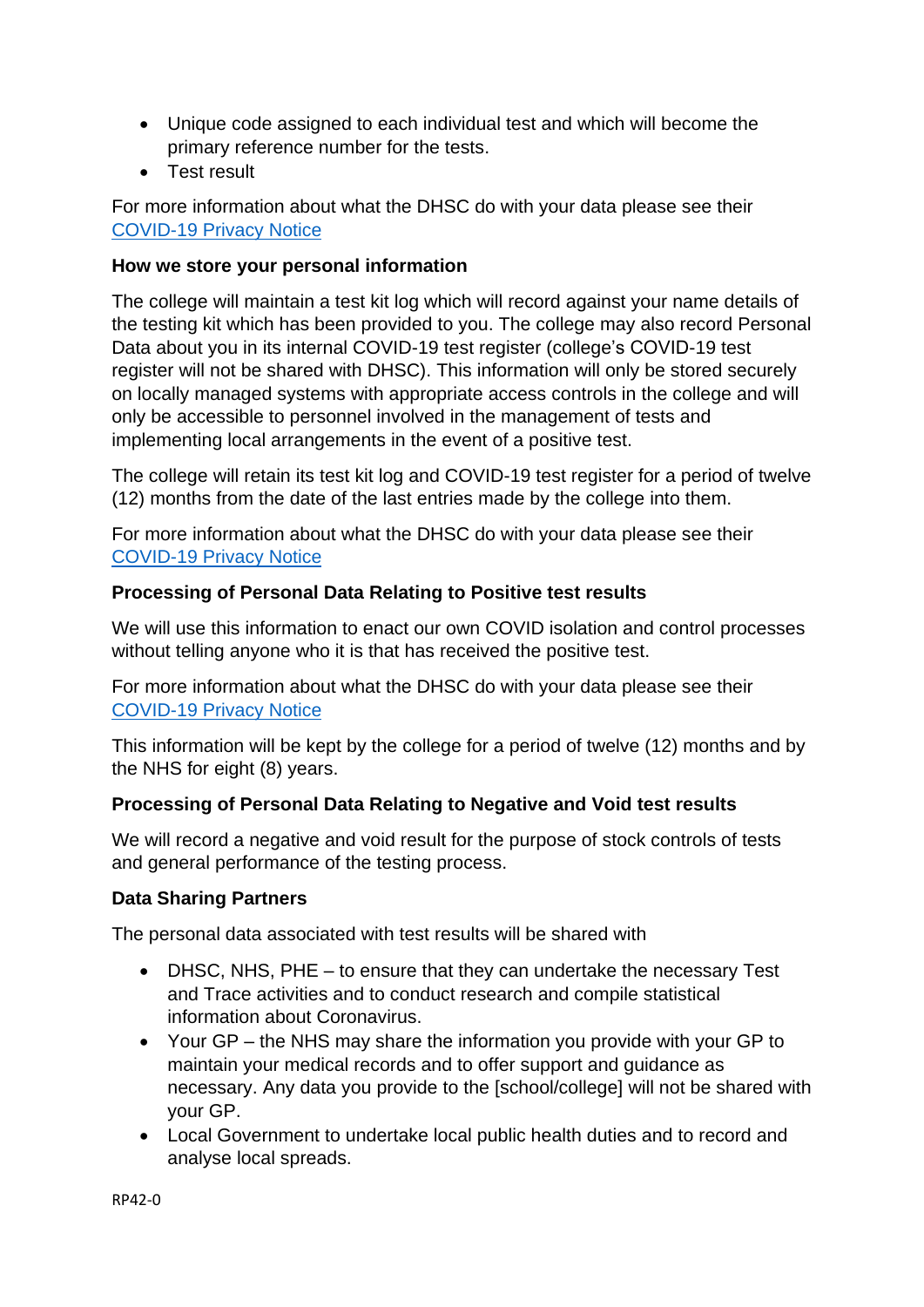- Unique code assigned to each individual test and which will become the primary reference number for the tests.
- Test result

For more information about what the DHSC do with your data please see their COVID-19 Privacy Notice

**How we store your personal information**

The college will maintain a test kit log which will record against your name details of the testing kit which has been provided to you. The college may also record Personal Data about you in its internal COVID-19 test register (college's COVID-19 test register will not be shared with DHSC). This information will only be stored securely on locally managed systems with appropriate access controls in the college and will only be accessible to personnel involved in the management of tests and implementing local arrangements in the event of a positive test.

The college will retain its test kit log and COVID-19 test register for a period of twelve (12) months from the date of the last entries made by the college into them.

For more information about what the DHSC do with your data please see their COVID-19 Privacy Notice

**Processing of Personal Data Relating to Positive test results**

We will use this information to enact our own COVID isolation and control processes without telling anyone who it is that has received the positive test.

For more information about what the DHSC do with your data please see their COVID-19 Privacy Notice

This information will be kept by the college for a period of twelve (12) months and by the NHS for eight (8) years.

**Processing of Personal Data Relating to Negative and Void test results**

We will record a negative and void result for the purpose of stock controls of tests and general performance of the testing process.

**Data Sharing Partners**

The personal data associated with test results will be shared with

- DHSC, NHS, PHE – to ensure that they can undertake the necessary Test and Trace activities and to conduct research and compile statistical information about Coronavirus.
- Your GP – the NHS may share the information you provide with your GP to maintain your medical records and to offer support and guidance as necessary. Any data you provide to the [school/college] will not be shared with your GP.
- Local Government to undertake local public health duties and to record and analyse local spreads.

RP42-0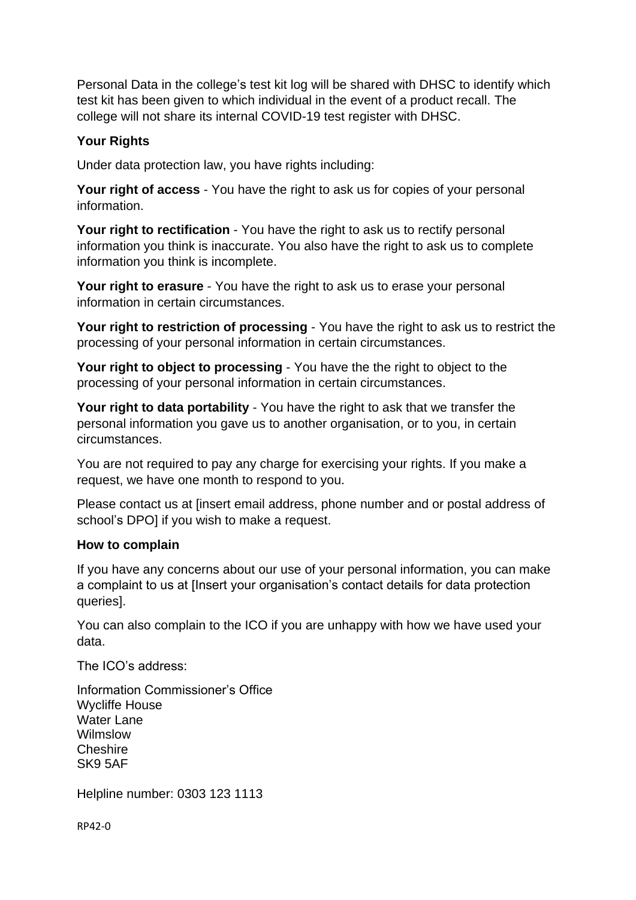Personal Data in the college's test kit log will be shared with DHSC to identify which test kit has been given to which individual in the event of a product recall. The college will not share its internal COVID-19 test register with DHSC.

**Your Rights**

Under data protection law, you have rights including:

**Your right of access** - You have the right to ask us for copies of your personal information.

**Your right to rectification** - You have the right to ask us to rectify personal information you think is inaccurate. You also have the right to ask us to complete information you think is incomplete.

**Your right to erasure** - You have the right to ask us to erase your personal information in certain circumstances.

**Your right to restriction of processing** - You have the right to ask us to restrict the processing of your personal information in certain circumstances.

**Your right to object to processing** - You have the the right to object to the processing of your personal information in certain circumstances.

**Your right to data portability** - You have the right to ask that we transfer the personal information you gave us to another organisation, or to you, in certain circumstances.

You are not required to pay any charge for exercising your rights. If you make a request, we have one month to respond to you.

Please contact us at [insert email address, phone number and or postal address of school's DPO] if you wish to make a request.

**How to complain**

If you have any concerns about our use of your personal information, you can make a complaint to us at [Insert your organisation's contact details for data protection queries].

You can also complain to the ICO if you are unhappy with how we have used your data.

The ICO's address:

Information Commissioner's Office
Wycliffe House
Water Lane
Wilmslow
Cheshire
SK9 5AF

Helpline number: 0303 123 1113

RP42-0